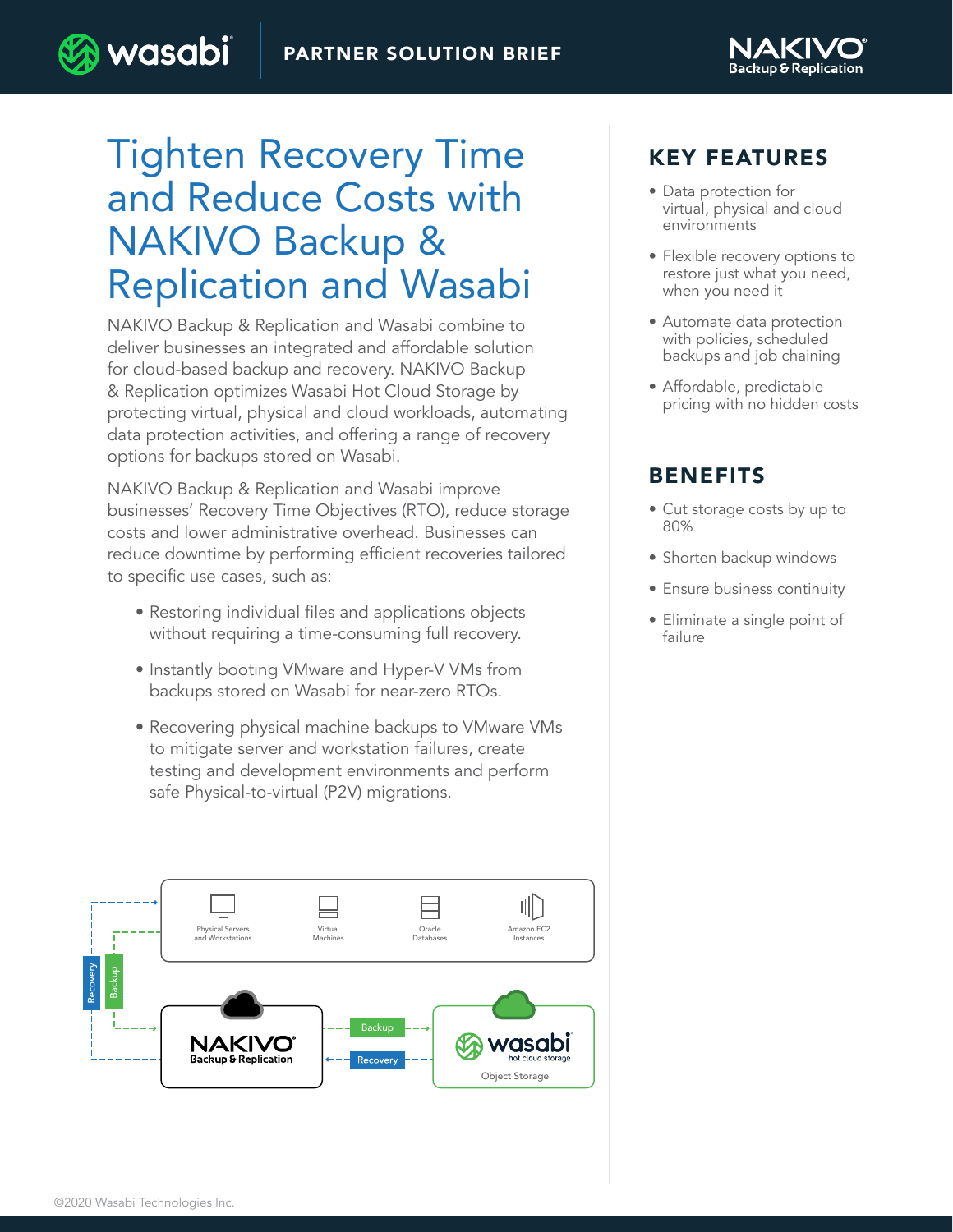PARTNER SOLUTION BRIEF

# Tighten Recovery Time and Reduce Costs with NAKIVO Backup & Replication and Wasabi

NAKIVO Backup & Replication and Wasabi combine to deliver businesses an integrated and affordable solution for cloud-based backup and recovery. NAKIVO Backup & Replication optimizes Wasabi Hot Cloud Storage by protecting virtual, physical and cloud workloads, automating data protection activities, and offering a range of recovery options for backups stored on Wasabi.

NAKIVO Backup & Replication and Wasabi improve businesses' Recovery Time Objectives (RTO), reduce storage costs and lower administrative overhead. Businesses can reduce downtime by performing efficient recoveries tailored to specific use cases, such as:

- Restoring individual files and applications objects without requiring a time-consuming full recovery.
- Instantly booting VMware and Hyper-V VMs from backups stored on Wasabi for near-zero RTOs.
- Recovering physical machine backups to VMware VMs to mitigate server and workstation failures, create testing and development environments and perform safe Physical-to-virtual (P2V) migrations.

Physical Servers and Workstations | Virtual Machines | Oracle Databases | Amazon EC2 Instances

Recovery | Backup

NAKIVO Backup & Replication — Backup → / ← Recovery — wasabi hot cloud storage, Object Storage

## KEY FEATURES

- Data protection for virtual, physical and cloud environments
- Flexible recovery options to restore just what you need, when you need it
- Automate data protection with policies, scheduled backups and job chaining
- Affordable, predictable pricing with no hidden costs

## BENEFITS

- Cut storage costs by up to 80%
- Shorten backup windows
- Ensure business continuity
- Eliminate a single point of failure

©2020 Wasabi Technologies Inc.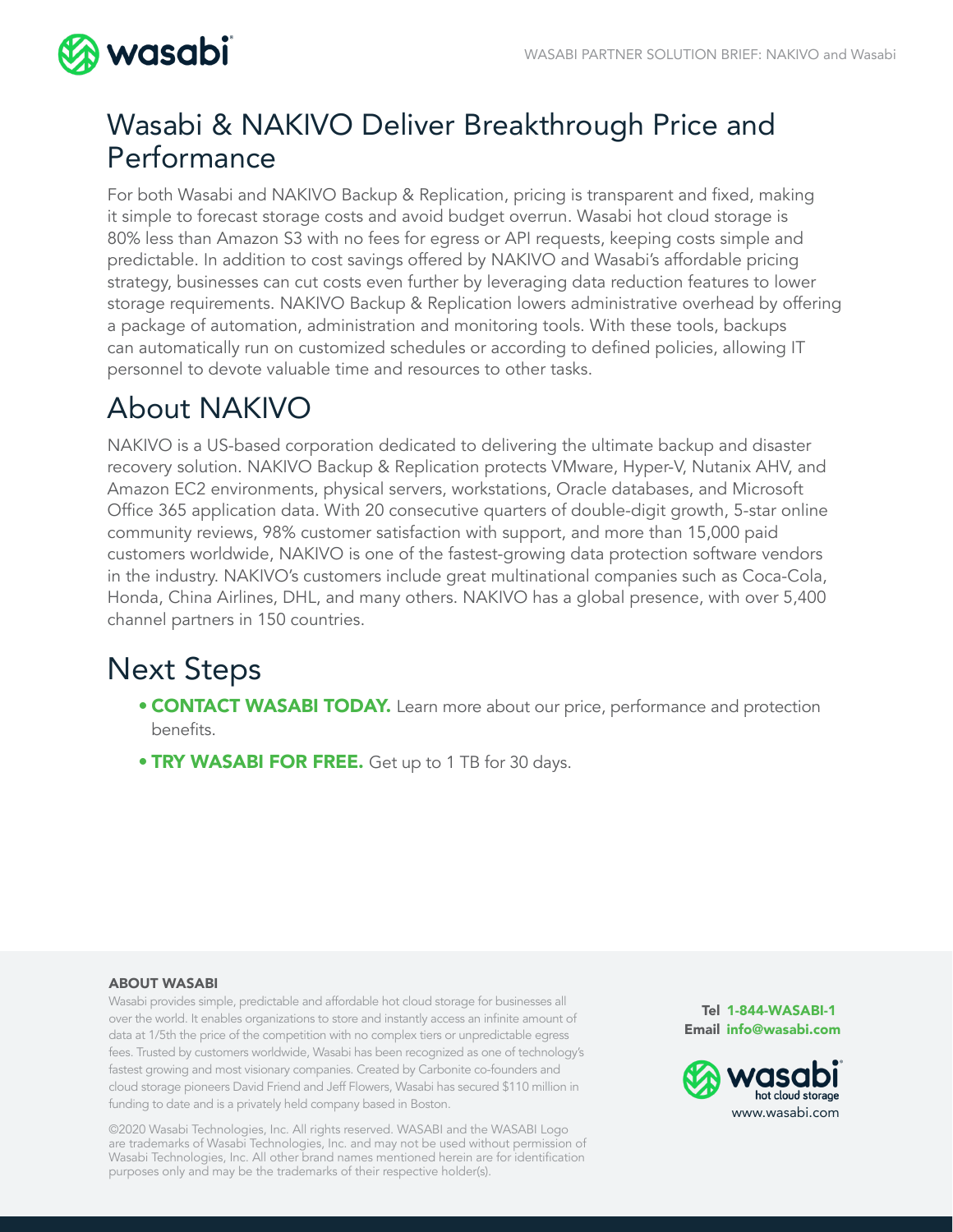## Wasabi & NAKIVO Deliver Breakthrough Price and Performance

For both Wasabi and NAKIVO Backup & Replication, pricing is transparent and fixed, making it simple to forecast storage costs and avoid budget overrun. Wasabi hot cloud storage is 80% less than Amazon S3 with no fees for egress or API requests, keeping costs simple and predictable. In addition to cost savings offered by NAKIVO and Wasabi's affordable pricing strategy, businesses can cut costs even further by leveraging data reduction features to lower storage requirements. NAKIVO Backup & Replication lowers administrative overhead by offering a package of automation, administration and monitoring tools. With these tools, backups can automatically run on customized schedules or according to defined policies, allowing IT personnel to devote valuable time and resources to other tasks.

## About NAKIVO

NAKIVO is a US-based corporation dedicated to delivering the ultimate backup and disaster recovery solution. NAKIVO Backup & Replication protects VMware, Hyper-V, Nutanix AHV, and Amazon EC2 environments, physical servers, workstations, Oracle databases, and Microsoft Office 365 application data. With 20 consecutive quarters of double-digit growth, 5-star online community reviews, 98% customer satisfaction with support, and more than 15,000 paid customers worldwide, NAKIVO is one of the fastest-growing data protection software vendors in the industry. NAKIVO's customers include great multinational companies such as Coca-Cola, Honda, China Airlines, DHL, and many others. NAKIVO has a global presence, with over 5,400 channel partners in 150 countries.

## Next Steps

- **CONTACT WASABI TODAY.** Learn more about our price, performance and protection benefits.
- **TRY WASABI FOR FREE.** Get up to 1 TB for 30 days.

**ABOUT WASABI**

Wasabi provides simple, predictable and affordable hot cloud storage for businesses all over the world. It enables organizations to store and instantly access an infinite amount of data at 1/5th the price of the competition with no complex tiers or unpredictable egress fees. Trusted by customers worldwide, Wasabi has been recognized as one of technology's fastest growing and most visionary companies. Created by Carbonite co-founders and cloud storage pioneers David Friend and Jeff Flowers, Wasabi has secured $110 million in funding to date and is a privately held company based in Boston.

©2020 Wasabi Technologies, Inc. All rights reserved. WASABI and the WASABI Logo are trademarks of Wasabi Technologies, Inc. and may not be used without permission of Wasabi Technologies, Inc. All other brand names mentioned herein are for identification purposes only and may be the trademarks of their respective holder(s).

**Tel** 1-844-WASABI-1
**Email** info@wasabi.com

wasabi hot cloud storage
www.wasabi.com